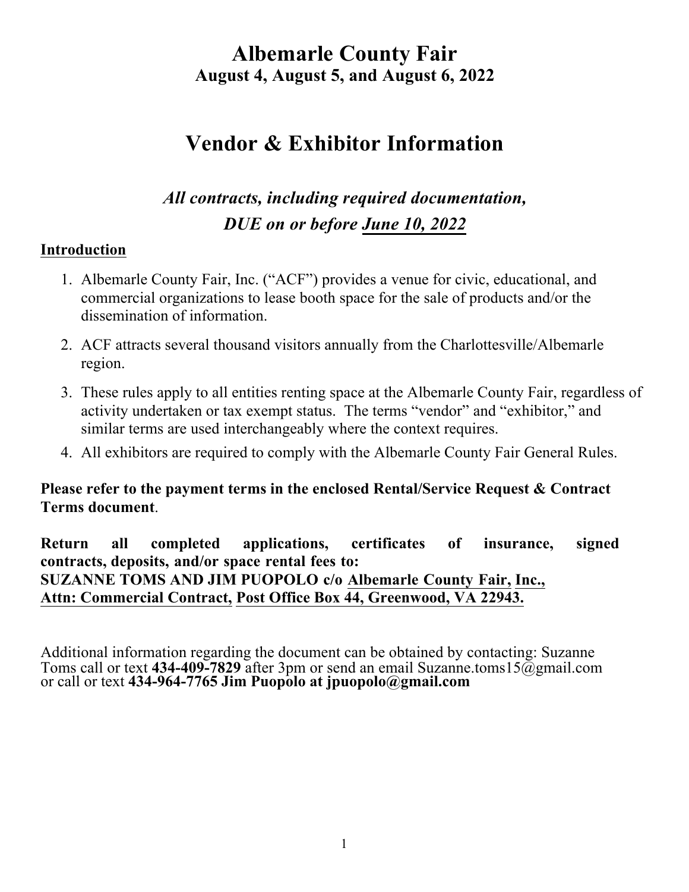# Albemarle County Fair

**August 4, August 5, and August 6, 2022**

# Vendor & Exhibitor Information

***All contracts, including required documentation, DUE on or before June 10, 2022***

## Introduction

1. Albemarle County Fair, Inc. ("ACF") provides a venue for civic, educational, and commercial organizations to lease booth space for the sale of products and/or the dissemination of information.
2. ACF attracts several thousand visitors annually from the Charlottesville/Albemarle region.
3. These rules apply to all entities renting space at the Albemarle County Fair, regardless of activity undertaken or tax exempt status. The terms "vendor" and "exhibitor," and similar terms are used interchangeably where the context requires.
4. All exhibitors are required to comply with the Albemarle County Fair General Rules.

**Please refer to the payment terms in the enclosed Rental/Service Request & Contract Terms document**.

**Return all completed applications, certificates of insurance, signed contracts, deposits, and/or space rental fees to:**
**SUZANNE TOMS AND JIM PUOPOLO c/o Albemarle County Fair, Inc., Attn: Commercial Contract, Post Office Box 44, Greenwood, VA 22943.**

Additional information regarding the document can be obtained by contacting: Suzanne Toms call or text **434-409-7829** after 3pm or send an email Suzanne.toms15@gmail.com or call or text **434-964-7765 Jim Puopolo at jpuopolo@gmail.com**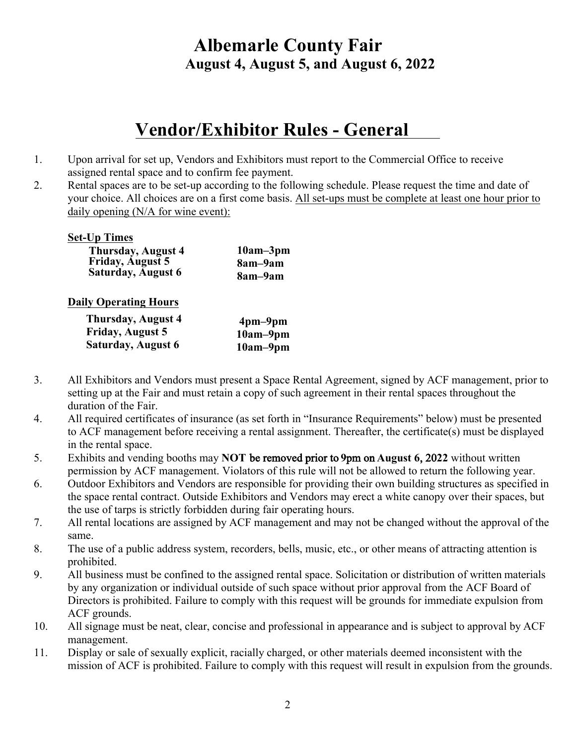# Albemarle County Fair

## August 4, August 5, and August 6, 2022

# Vendor/Exhibitor Rules - General

1. Upon arrival for set up, Vendors and Exhibitors must report to the Commercial Office to receive assigned rental space and to confirm fee payment.
2. Rental spaces are to be set-up according to the following schedule. Please request the time and date of your choice. All choices are on a first come basis. <u>All set-ups must be complete at least one hour prior to daily opening (N/A for wine event):</u>

   **<u>Set-Up Times</u>**

   | | |
   |---|---|
   | **Thursday, August 4** | **10am–3pm** |
   | **Friday, August 5** | **8am–9am** |
   | **Saturday, August 6** | **8am–9am** |

   **<u>Daily Operating Hours</u>**

   | | |
   |---|---|
   | **Thursday, August 4** | **4pm–9pm** |
   | **Friday, August 5** | **10am–9pm** |
   | **Saturday, August 6** | **10am–9pm** |

3. All Exhibitors and Vendors must present a Space Rental Agreement, signed by ACF management, prior to setting up at the Fair and must retain a copy of such agreement in their rental spaces throughout the duration of the Fair.
4. All required certificates of insurance (as set forth in "Insurance Requirements" below) must be presented to ACF management before receiving a rental assignment. Thereafter, the certificate(s) must be displayed in the rental space.
5. Exhibits and vending booths may **NOT be removed prior to 9pm on August 6, 2022** without written permission by ACF management. Violators of this rule will not be allowed to return the following year.
6. Outdoor Exhibitors and Vendors are responsible for providing their own building structures as specified in the space rental contract. Outside Exhibitors and Vendors may erect a white canopy over their spaces, but the use of tarps is strictly forbidden during fair operating hours.
7. All rental locations are assigned by ACF management and may not be changed without the approval of the same.
8. The use of a public address system, recorders, bells, music, etc., or other means of attracting attention is prohibited.
9. All business must be confined to the assigned rental space. Solicitation or distribution of written materials by any organization or individual outside of such space without prior approval from the ACF Board of Directors is prohibited. Failure to comply with this request will be grounds for immediate expulsion from ACF grounds.
10. All signage must be neat, clear, concise and professional in appearance and is subject to approval by ACF management.
11. Display or sale of sexually explicit, racially charged, or other materials deemed inconsistent with the mission of ACF is prohibited. Failure to comply with this request will result in expulsion from the grounds.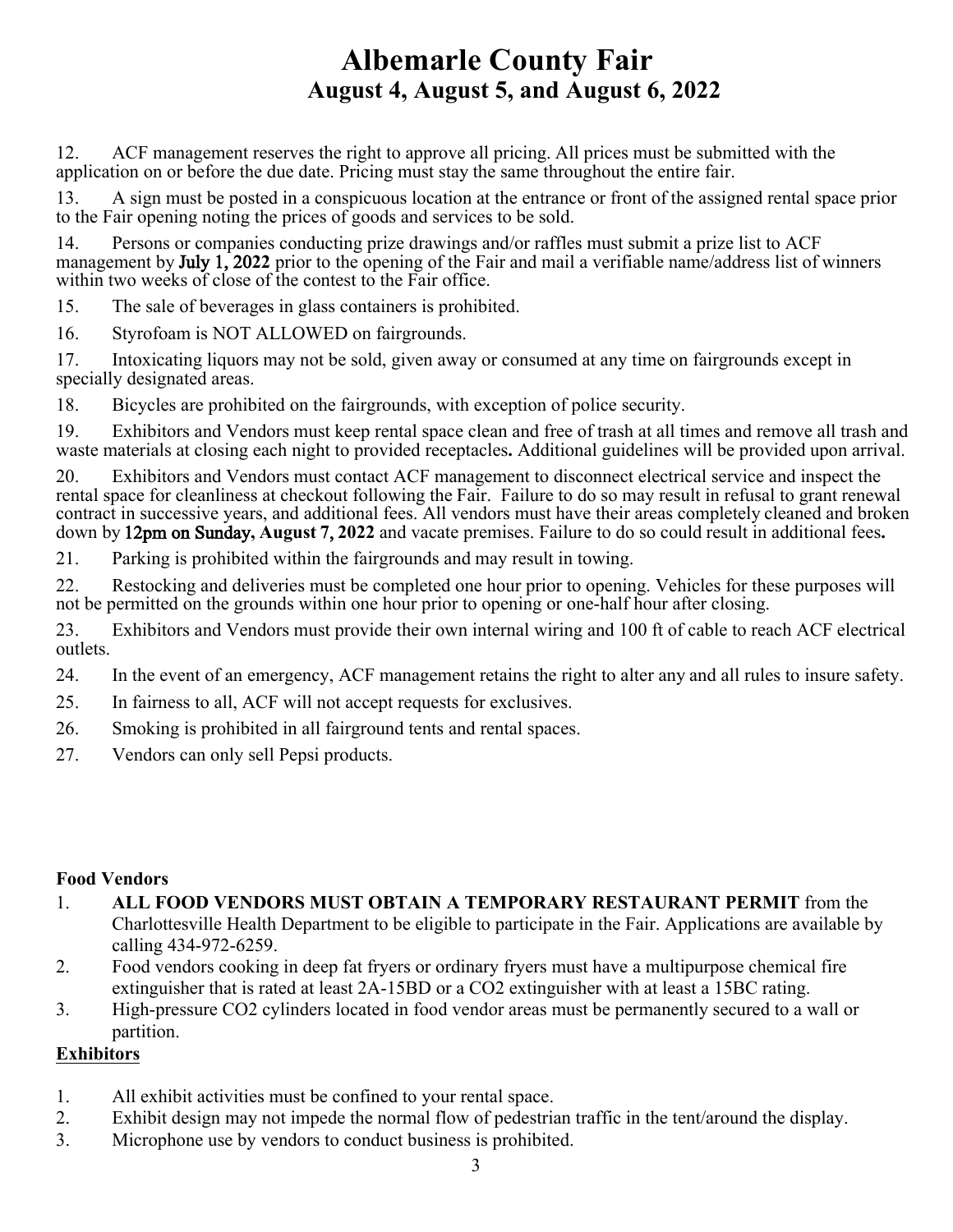# Albemarle County Fair
## August 4, August 5, and August 6, 2022

12. ACF management reserves the right to approve all pricing. All prices must be submitted with the application on or before the due date. Pricing must stay the same throughout the entire fair.

13. A sign must be posted in a conspicuous location at the entrance or front of the assigned rental space prior to the Fair opening noting the prices of goods and services to be sold.

14. Persons or companies conducting prize drawings and/or raffles must submit a prize list to ACF management by **July 1, 2022** prior to the opening of the Fair and mail a verifiable name/address list of winners within two weeks of close of the contest to the Fair office.

15. The sale of beverages in glass containers is prohibited.

16. Styrofoam is NOT ALLOWED on fairgrounds.

17. Intoxicating liquors may not be sold, given away or consumed at any time on fairgrounds except in specially designated areas.

18. Bicycles are prohibited on the fairgrounds, with exception of police security.

19. Exhibitors and Vendors must keep rental space clean and free of trash at all times and remove all trash and waste materials at closing each night to provided receptacles**.** Additional guidelines will be provided upon arrival.

20. Exhibitors and Vendors must contact ACF management to disconnect electrical service and inspect the rental space for cleanliness at checkout following the Fair. Failure to do so may result in refusal to grant renewal contract in successive years, and additional fees. All vendors must have their areas completely cleaned and broken down by **12pm on Sunday, August 7, 2022** and vacate premises. Failure to do so could result in additional fees**.**

21. Parking is prohibited within the fairgrounds and may result in towing.

22. Restocking and deliveries must be completed one hour prior to opening. Vehicles for these purposes will not be permitted on the grounds within one hour prior to opening or one-half hour after closing.

23. Exhibitors and Vendors must provide their own internal wiring and 100 ft of cable to reach ACF electrical outlets.

24. In the event of an emergency, ACF management retains the right to alter any and all rules to insure safety.

25. In fairness to all, ACF will not accept requests for exclusives.

26. Smoking is prohibited in all fairground tents and rental spaces.

27. Vendors can only sell Pepsi products.

**Food Vendors**

1. **ALL FOOD VENDORS MUST OBTAIN A TEMPORARY RESTAURANT PERMIT** from the Charlottesville Health Department to be eligible to participate in the Fair. Applications are available by calling 434-972-6259.
2. Food vendors cooking in deep fat fryers or ordinary fryers must have a multipurpose chemical fire extinguisher that is rated at least 2A-15BD or a $CO_2$ extinguisher with at least a 15BC rating.
3. High-pressure $CO_2$ cylinders located in food vendor areas must be permanently secured to a wall or partition.

**Exhibitors**

1. All exhibit activities must be confined to your rental space.
2. Exhibit design may not impede the normal flow of pedestrian traffic in the tent/around the display.
3. Microphone use by vendors to conduct business is prohibited.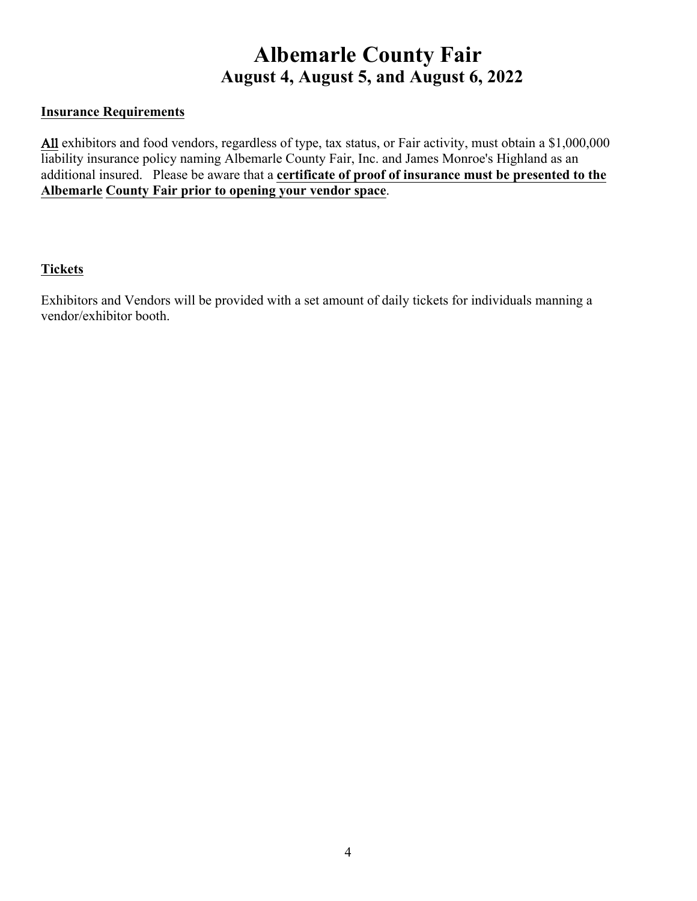# Albemarle County Fair
## August 4, August 5, and August 6, 2022

**Insurance Requirements**

**All** exhibitors and food vendors, regardless of type, tax status, or Fair activity, must obtain a $1,000,000 liability insurance policy naming Albemarle County Fair, Inc. and James Monroe's Highland as an additional insured. Please be aware that a **certificate of proof of insurance must be presented to the Albemarle County Fair prior to opening your vendor space**.

**Tickets**

Exhibitors and Vendors will be provided with a set amount of daily tickets for individuals manning a vendor/exhibitor booth.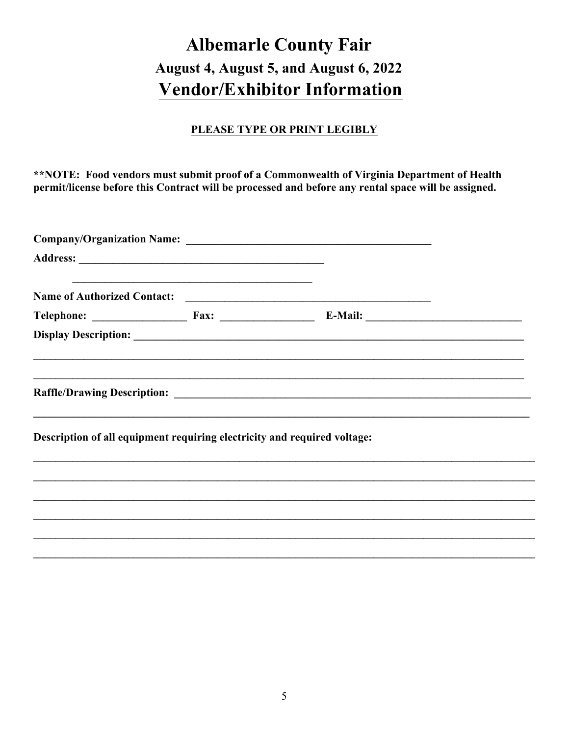# Albemarle County Fair

## August 4, August 5, and August 6, 2022

## Vendor/Exhibitor Information

**PLEASE TYPE OR PRINT LEGIBLY**

****NOTE: Food vendors must submit proof of a Commonwealth of Virginia Department of Health permit/license before this Contract will be processed and before any rental space will be assigned.**

**Company/Organization Name:** _____________________________________________

**Address:** _____________________________________________

_____________________________________________

**Name of Authorized Contact:** _____________________________________________

**Telephone:** _________________ **Fax:** _________________ **E-Mail:** ____________________________

**Display Description:** ______________________________________________________________________

______________________________________________________________________________________

______________________________________________________________________________________

**Raffle/Drawing Description:** ________________________________________________________________

______________________________________________________________________________________

**Description of all equipment requiring electricity and required voltage:**

______________________________________________________________________________________

______________________________________________________________________________________

______________________________________________________________________________________

______________________________________________________________________________________

______________________________________________________________________________________

______________________________________________________________________________________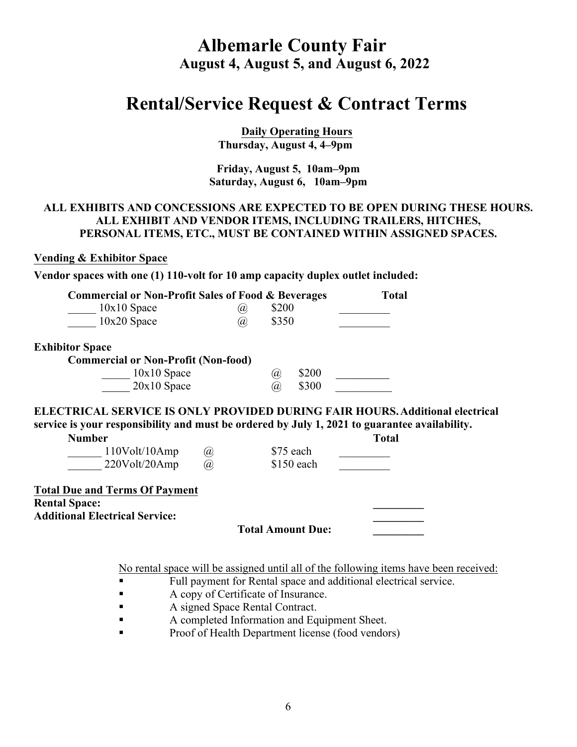# Albemarle County Fair

## August 4, August 5, and August 6, 2022

# Rental/Service Request & Contract Terms

**Daily Operating Hours**

**Thursday, August 4, 4–9pm**

**Friday, August 5, 10am–9pm**
**Saturday, August 6, 10am–9pm**

**ALL EXHIBITS AND CONCESSIONS ARE EXPECTED TO BE OPEN DURING THESE HOURS. ALL EXHIBIT AND VENDOR ITEMS, INCLUDING TRAILERS, HITCHES, PERSONAL ITEMS, ETC., MUST BE CONTAINED WITHIN ASSIGNED SPACES.**

**Vending & Exhibitor Space**

**Vendor spaces with one (1) 110-volt for 10 amp capacity duplex outlet included:**

| Commercial or Non-Profit Sales of Food & Beverages | | | Total |
|---|---|---|---|
| _____ 10x10 Space | @ | $200 | _________ |
| _____ 10x20 Space | @ | $350 | _________ |

**Exhibitor Space**

| Commercial or Non-Profit (Non-food) | | | |
|---|---|---|---|
| _____ 10x10 Space | @ | $200 | _________ |
| _____ 20x10 Space | @ | $300 | _________ |

**ELECTRICAL SERVICE IS ONLY PROVIDED DURING FAIR HOURS. Additional electrical service is your responsibility and must be ordered by July 1, 2021 to guarantee availability.**

| Number | | | Total |
|---|---|---|---|
| ______ 110Volt/10Amp | @ | $75 each | _________ |
| ______ 220Volt/20Amp | @ | $150 each | _________ |

**Total Due and Terms Of Payment**

**Rental Space:** _________
**Additional Electrical Service:** _________
**Total Amount Due:** _________

No rental space will be assigned until all of the following items have been received:

- Full payment for Rental space and additional electrical service.
- A copy of Certificate of Insurance.
- A signed Space Rental Contract.
- A completed Information and Equipment Sheet.
- Proof of Health Department license (food vendors)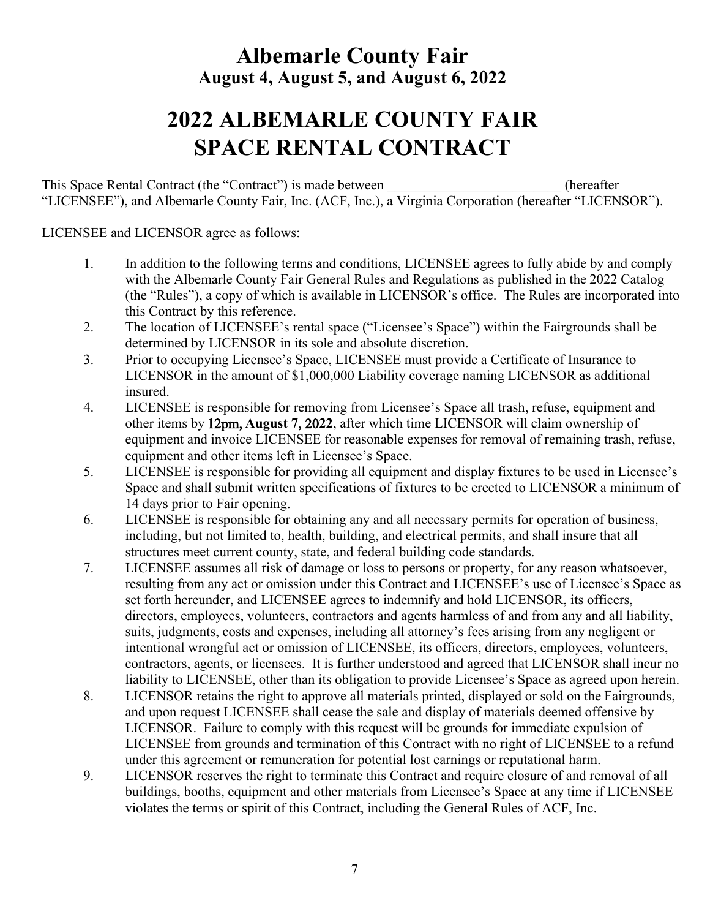# Albemarle County Fair

## August 4, August 5, and August 6, 2022

# 2022 ALBEMARLE COUNTY FAIR SPACE RENTAL CONTRACT

This Space Rental Contract (the "Contract") is made between _________________________ (hereafter "LICENSEE"), and Albemarle County Fair, Inc. (ACF, Inc.), a Virginia Corporation (hereafter "LICENSOR").

LICENSEE and LICENSOR agree as follows:

1. In addition to the following terms and conditions, LICENSEE agrees to fully abide by and comply with the Albemarle County Fair General Rules and Regulations as published in the 2022 Catalog (the "Rules"), a copy of which is available in LICENSOR's office. The Rules are incorporated into this Contract by this reference.
2. The location of LICENSEE's rental space ("Licensee's Space") within the Fairgrounds shall be determined by LICENSOR in its sole and absolute discretion.
3. Prior to occupying Licensee's Space, LICENSEE must provide a Certificate of Insurance to LICENSOR in the amount of $1,000,000 Liability coverage naming LICENSOR as additional insured.
4. LICENSEE is responsible for removing from Licensee's Space all trash, refuse, equipment and other items by **12pm, August 7, 2022**, after which time LICENSOR will claim ownership of equipment and invoice LICENSEE for reasonable expenses for removal of remaining trash, refuse, equipment and other items left in Licensee's Space.
5. LICENSEE is responsible for providing all equipment and display fixtures to be used in Licensee's Space and shall submit written specifications of fixtures to be erected to LICENSOR a minimum of 14 days prior to Fair opening.
6. LICENSEE is responsible for obtaining any and all necessary permits for operation of business, including, but not limited to, health, building, and electrical permits, and shall insure that all structures meet current county, state, and federal building code standards.
7. LICENSEE assumes all risk of damage or loss to persons or property, for any reason whatsoever, resulting from any act or omission under this Contract and LICENSEE's use of Licensee's Space as set forth hereunder, and LICENSEE agrees to indemnify and hold LICENSOR, its officers, directors, employees, volunteers, contractors and agents harmless of and from any and all liability, suits, judgments, costs and expenses, including all attorney's fees arising from any negligent or intentional wrongful act or omission of LICENSEE, its officers, directors, employees, volunteers, contractors, agents, or licensees. It is further understood and agreed that LICENSOR shall incur no liability to LICENSEE, other than its obligation to provide Licensee's Space as agreed upon herein.
8. LICENSOR retains the right to approve all materials printed, displayed or sold on the Fairgrounds, and upon request LICENSEE shall cease the sale and display of materials deemed offensive by LICENSOR. Failure to comply with this request will be grounds for immediate expulsion of LICENSEE from grounds and termination of this Contract with no right of LICENSEE to a refund under this agreement or remuneration for potential lost earnings or reputational harm.
9. LICENSOR reserves the right to terminate this Contract and require closure of and removal of all buildings, booths, equipment and other materials from Licensee's Space at any time if LICENSEE violates the terms or spirit of this Contract, including the General Rules of ACF, Inc.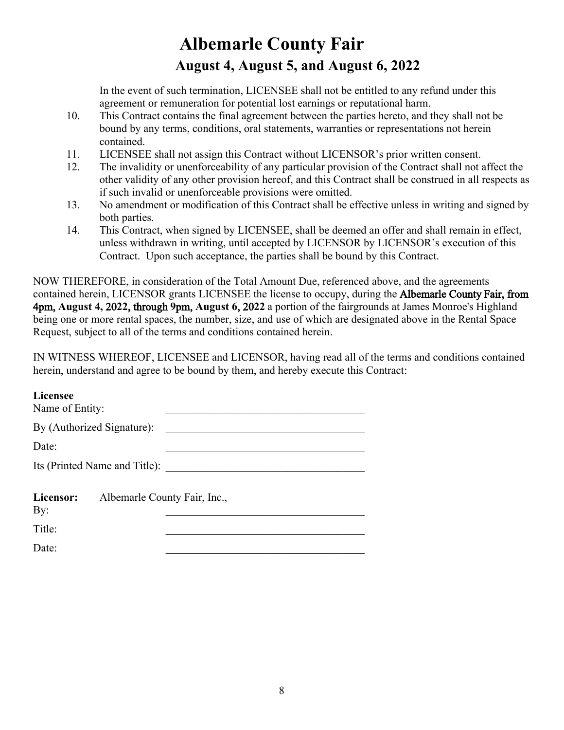# Albemarle County Fair

## August 4, August 5, and August 6, 2022

In the event of such termination, LICENSEE shall not be entitled to any refund under this agreement or remuneration for potential lost earnings or reputational harm.

10. This Contract contains the final agreement between the parties hereto, and they shall not be bound by any terms, conditions, oral statements, warranties or representations not herein contained.
11. LICENSEE shall not assign this Contract without LICENSOR's prior written consent.
12. The invalidity or unenforceability of any particular provision of the Contract shall not affect the other validity of any other provision hereof, and this Contract shall be construed in all respects as if such invalid or unenforceable provisions were omitted.
13. No amendment or modification of this Contract shall be effective unless in writing and signed by both parties.
14. This Contract, when signed by LICENSEE, shall be deemed an offer and shall remain in effect, unless withdrawn in writing, until accepted by LICENSOR by LICENSOR's execution of this Contract. Upon such acceptance, the parties shall be bound by this Contract.

NOW THEREFORE, in consideration of the Total Amount Due, referenced above, and the agreements contained herein, LICENSOR grants LICENSEE the license to occupy, during the **Albemarle County Fair, from 4pm, August 4, 2022, through 9pm, August 6, 2022** a portion of the fairgrounds at James Monroe's Highland being one or more rental spaces, the number, size, and use of which are designated above in the Rental Space Request, subject to all of the terms and conditions contained herein.

IN WITNESS WHEREOF, LICENSEE and LICENSOR, having read all of the terms and conditions contained herein, understand and agree to be bound by them, and hereby execute this Contract:

**Licensee**

Name of Entity: ____________________________________

By (Authorized Signature): ____________________________________

Date: ____________________________________

Its (Printed Name and Title): ____________________________________

**Licensor:** Albemarle County Fair, Inc.,

By: ____________________________________

Title: ____________________________________

Date: ____________________________________